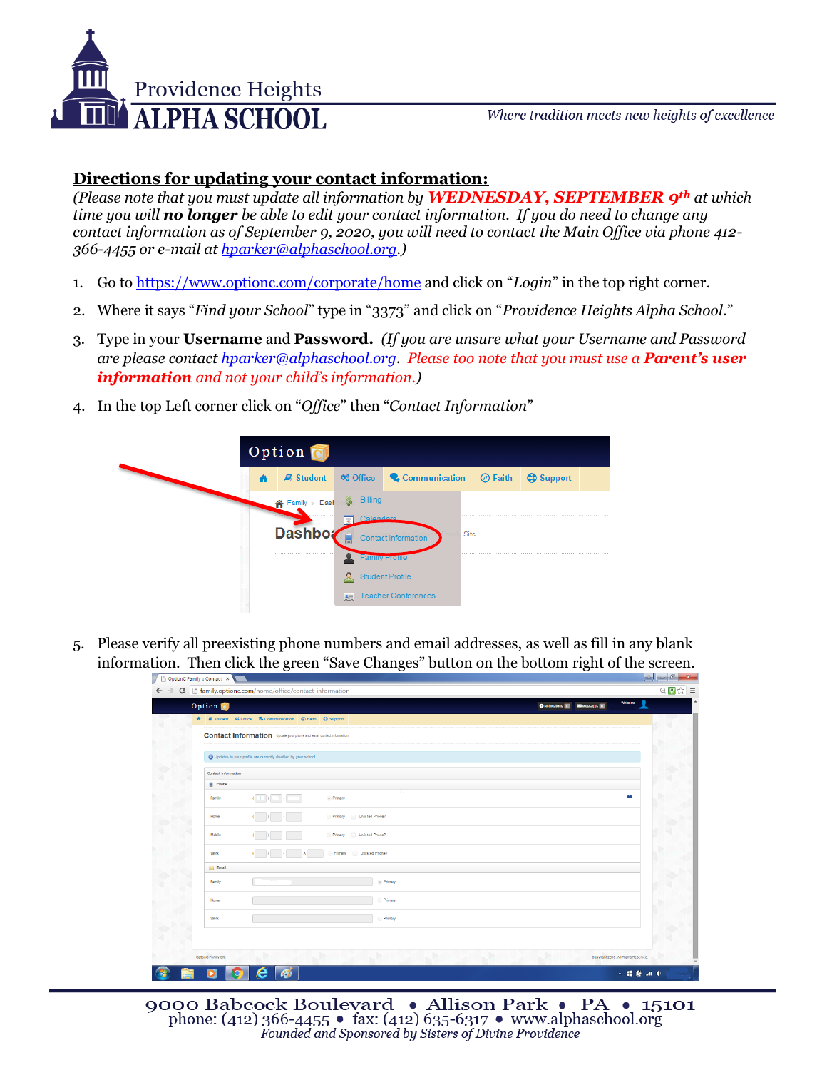Providence Heights
**ALPHA SCHOOL**

*Where tradition meets new heights of excellence*

## Directions for updating your contact information:

*(Please note that you must update all information by* ***WEDNESDAY, SEPTEMBER 9th*** *at which time you will* ***no longer*** *be able to edit your contact information. If you do need to change any contact information as of September 9, 2020, you will need to contact the Main Office via phone 412-366-4455 or e-mail at hparker@alphaschool.org.)*

1. Go to https://www.optionc.com/corporate/home and click on "*Login*" in the top right corner.
2. Where it says "*Find your School*" type in "3373" and click on "*Providence Heights Alpha School*."
3. Type in your **Username** and **Password.** *(If you are unsure what your Username and Password are please contact hparker@alphaschool.org. Please too note that you must use a* ***Parent's user information*** *and not your child's information.)*
4. In the top Left corner click on "*Office*" then "*Contact Information*"
5. Please verify all preexisting phone numbers and email addresses, as well as fill in any blank information. Then click the green "Save Changes" button on the bottom right of the screen.

9000 Babcock Boulevard • Allison Park • PA • 15101
phone: (412) 366-4455 • fax: (412) 635-6317 • www.alphaschool.org
*Founded and Sponsored by Sisters of Divine Providence*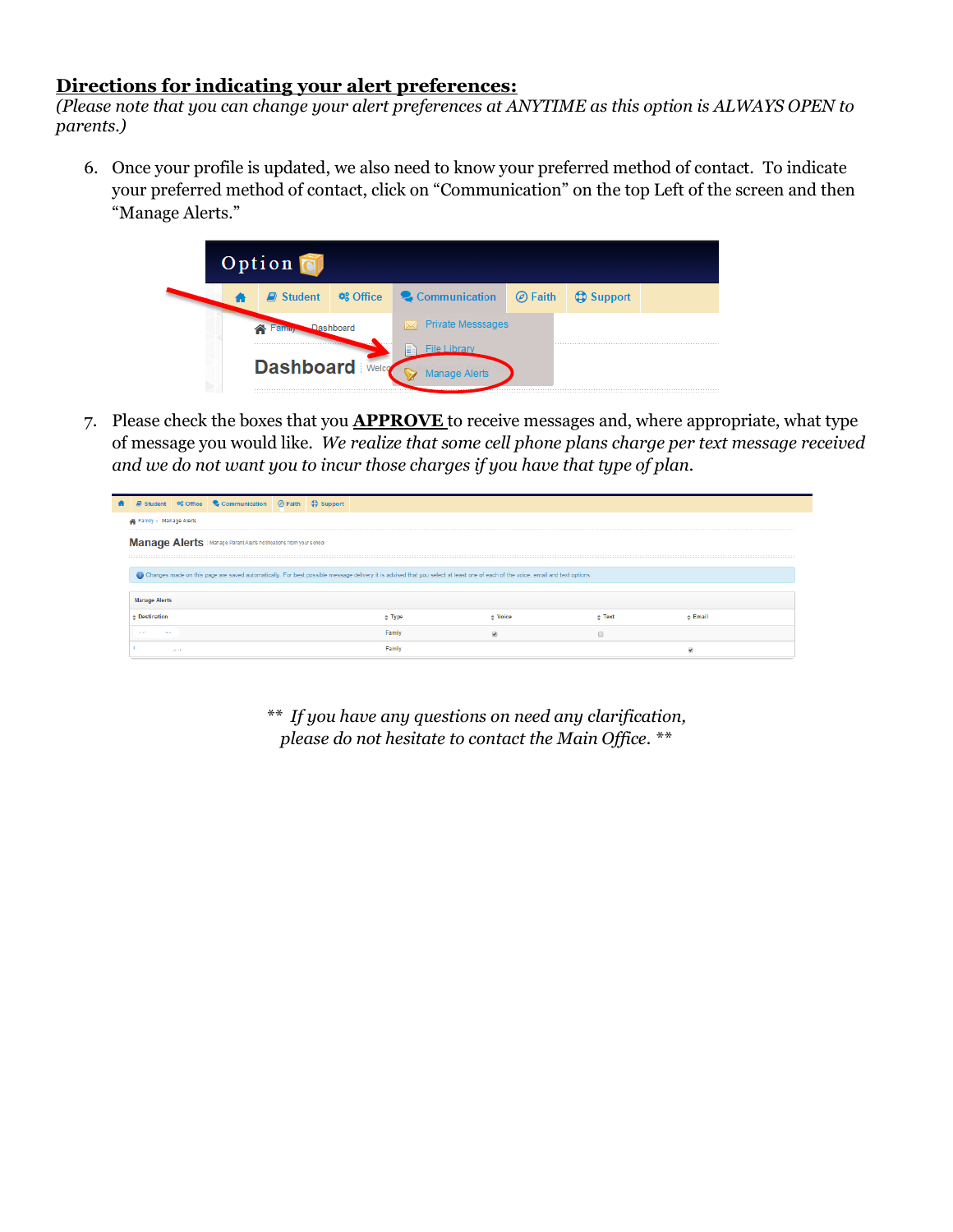## Directions for indicating your alert preferences:

*(Please note that you can change your alert preferences at ANYTIME as this option is ALWAYS OPEN to parents.)*

6. Once your profile is updated, we also need to know your preferred method of contact. To indicate your preferred method of contact, click on "Communication" on the top Left of the screen and then "Manage Alerts."

7. Please check the boxes that you **APPROVE** to receive messages and, where appropriate, what type of message you would like. *We realize that some cell phone plans charge per text message received and we do not want you to incur those charges if you have that type of plan.*

*\*\* If you have any questions on need any clarification, please do not hesitate to contact the Main Office. \*\**